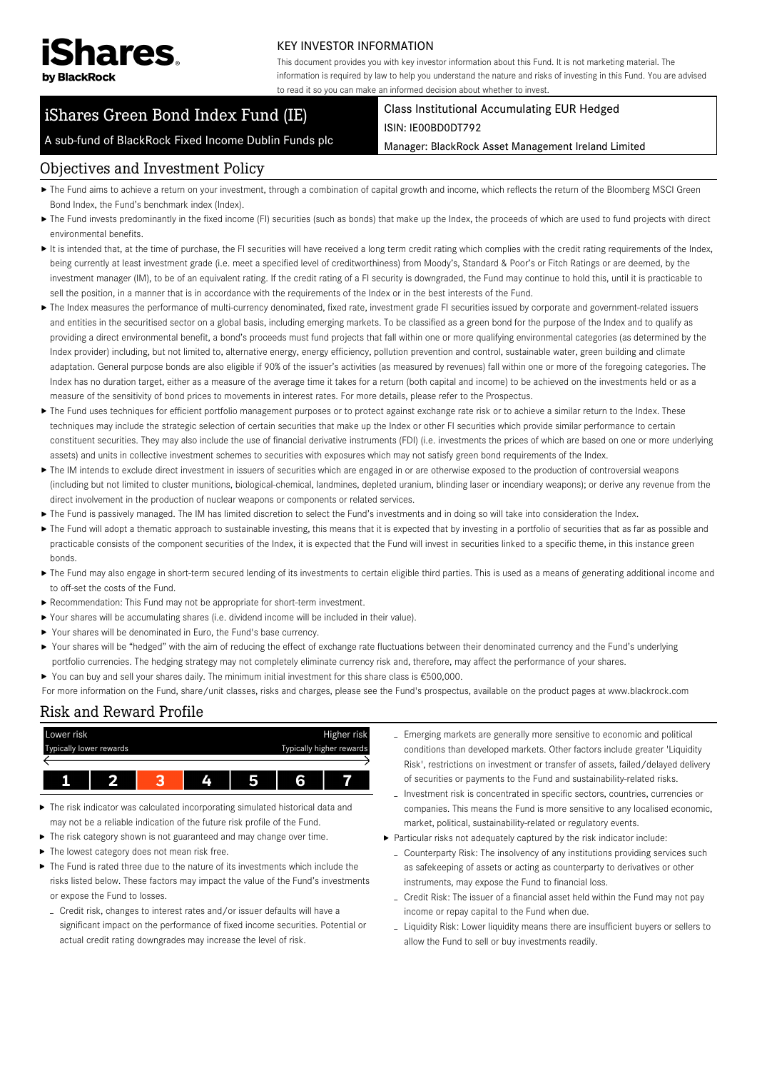# iShares by BlackRock

KEY INVESTOR INFORMATION

This document provides you with key investor information about this Fund. It is not marketing material. The information is required by law to help you understand the nature and risks of investing in this Fund. You are advised to read it so you can make an informed decision about whether to invest.

## iShares Green Bond Index Fund (IE)

A sub-fund of BlackRock Fixed Income Dublin Funds plc

Class Institutional Accumulating EUR Hedged

ISIN: IE00BD0DT792

Manager: BlackRock Asset Management Ireland Limited

## Objectives and Investment Policy

- The Fund aims to achieve a return on your investment, through a combination of capital growth and income, which reflects the return of the Bloomberg MSCI Green Bond Index, the Fund's benchmark index (Index).
- The Fund invests predominantly in the fixed income (FI) securities (such as bonds) that make up the Index, the proceeds of which are used to fund projects with direct environmental benefits.
- It is intended that, at the time of purchase, the FI securities will have received a long term credit rating which complies with the credit rating requirements of the Index, being currently at least investment grade (i.e. meet a specified level of creditworthiness) from Moody's, Standard & Poor's or Fitch Ratings or are deemed, by the investment manager (IM), to be of an equivalent rating. If the credit rating of a FI security is downgraded, the Fund may continue to hold this, until it is practicable to sell the position, in a manner that is in accordance with the requirements of the Index or in the best interests of the Fund.
- The Index measures the performance of multi-currency denominated, fixed rate, investment grade FI securities issued by corporate and government-related issuers and entities in the securitised sector on a global basis, including emerging markets. To be classified as a green bond for the purpose of the Index and to qualify as providing a direct environmental benefit, a bond's proceeds must fund projects that fall within one or more qualifying environmental categories (as determined by the Index provider) including, but not limited to, alternative energy, energy efficiency, pollution prevention and control, sustainable water, green building and climate adaptation. General purpose bonds are also eligible if 90% of the issuer's activities (as measured by revenues) fall within one or more of the foregoing categories. The Index has no duration target, either as a measure of the average time it takes for a return (both capital and income) to be achieved on the investments held or as a measure of the sensitivity of bond prices to movements in interest rates. For more details, please refer to the Prospectus.
- The Fund uses techniques for efficient portfolio management purposes or to protect against exchange rate risk or to achieve a similar return to the Index. These techniques may include the strategic selection of certain securities that make up the Index or other FI securities which provide similar performance to certain constituent securities. They may also include the use of financial derivative instruments (FDI) (i.e. investments the prices of which are based on one or more underlying assets) and units in collective investment schemes to securities with exposures which may not satisfy green bond requirements of the Index.
- The IM intends to exclude direct investment in issuers of securities which are engaged in or are otherwise exposed to the production of controversial weapons (including but not limited to cluster munitions, biological-chemical, landmines, depleted uranium, blinding laser or incendiary weapons); or derive any revenue from the direct involvement in the production of nuclear weapons or components or related services.
- The Fund is passively managed. The IM has limited discretion to select the Fund's investments and in doing so will take into consideration the Index.
- The Fund will adopt a thematic approach to sustainable investing, this means that it is expected that by investing in a portfolio of securities that as far as possible and practicable consists of the component securities of the Index, it is expected that the Fund will invest in securities linked to a specific theme, in this instance green bonds.
- The Fund may also engage in short-term secured lending of its investments to certain eligible third parties. This is used as a means of generating additional income and to off-set the costs of the Fund.
- Recommendation: This Fund may not be appropriate for short-term investment.
- Your shares will be accumulating shares (i.e. dividend income will be included in their value).
- Your shares will be denominated in Euro, the Fund's base currency.
- Your shares will be "hedged" with the aim of reducing the effect of exchange rate fluctuations between their denominated currency and the Fund's underlying portfolio currencies. The hedging strategy may not completely eliminate currency risk and, therefore, may affect the performance of your shares.
- You can buy and sell your shares daily. The minimum initial investment for this share class is €500,000.

For more information on the Fund, share/unit classes, risks and charges, please see the Fund's prospectus, available on the product pages at www.blackrock.com

## Risk and Reward Profile

| Lower risk | | | | | | Higher risk |
|---|---|---|---|---|---|---|
| Typically lower rewards | | | | | | Typically higher rewards |
| 1 | 2 | **3** | 4 | 5 | 6 | 7 |

- The risk indicator was calculated incorporating simulated historical data and may not be a reliable indication of the future risk profile of the Fund.
- The risk category shown is not guaranteed and may change over time.
- The lowest category does not mean risk free.
- The Fund is rated three due to the nature of its investments which include the risks listed below. These factors may impact the value of the Fund's investments or expose the Fund to losses.
  - Credit risk, changes to interest rates and/or issuer defaults will have a significant impact on the performance of fixed income securities. Potential or actual credit rating downgrades may increase the level of risk.
  - Emerging markets are generally more sensitive to economic and political conditions than developed markets. Other factors include greater 'Liquidity Risk', restrictions on investment or transfer of assets, failed/delayed delivery of securities or payments to the Fund and sustainability-related risks.
  - Investment risk is concentrated in specific sectors, countries, currencies or companies. This means the Fund is more sensitive to any localised economic, market, political, sustainability-related or regulatory events.
- Particular risks not adequately captured by the risk indicator include:
  - Counterparty Risk: The insolvency of any institutions providing services such as safekeeping of assets or acting as counterparty to derivatives or other instruments, may expose the Fund to financial loss.
  - Credit Risk: The issuer of a financial asset held within the Fund may not pay income or repay capital to the Fund when due.
  - Liquidity Risk: Lower liquidity means there are insufficient buyers or sellers to allow the Fund to sell or buy investments readily.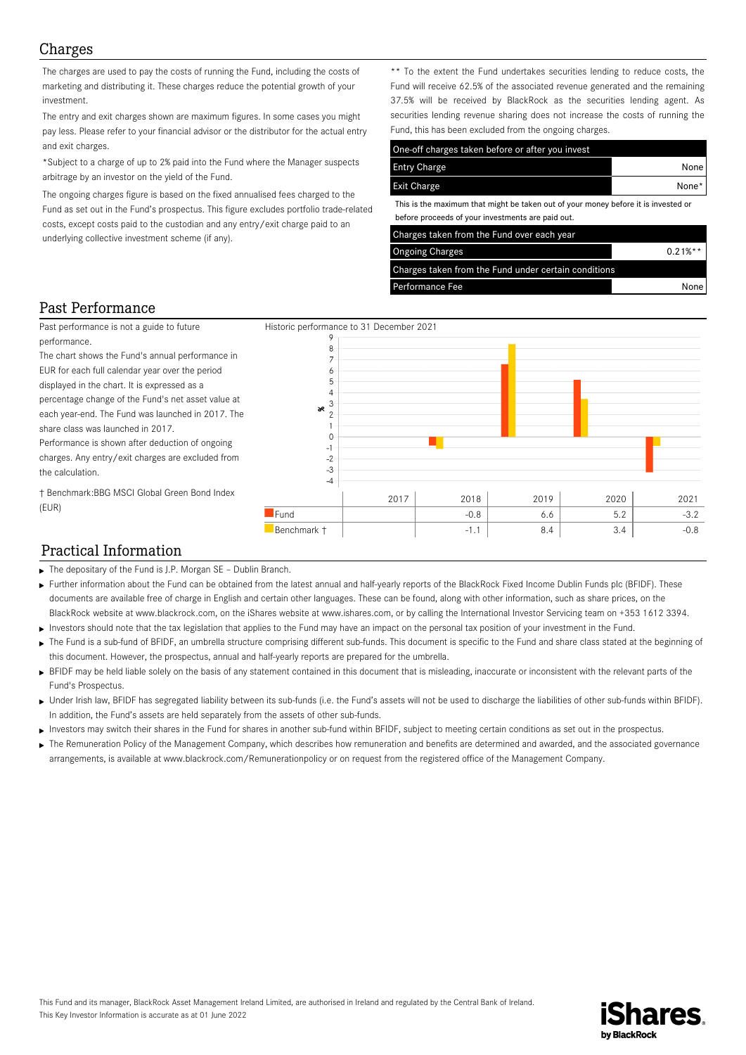## Charges

The charges are used to pay the costs of running the Fund, including the costs of marketing and distributing it. These charges reduce the potential growth of your investment.

The entry and exit charges shown are maximum figures. In some cases you might pay less. Please refer to your financial advisor or the distributor for the actual entry and exit charges.

*Subject to a charge of up to 2% paid into the Fund where the Manager suspects arbitrage by an investor on the yield of the Fund.

The ongoing charges figure is based on the fixed annualised fees charged to the Fund as set out in the Fund's prospectus. This figure excludes portfolio trade-related costs, except costs paid to the custodian and any entry/exit charge paid to an underlying collective investment scheme (if any).

** To the extent the Fund undertakes securities lending to reduce costs, the Fund will receive 62.5% of the associated revenue generated and the remaining 37.5% will be received by BlackRock as the securities lending agent. As securities lending revenue sharing does not increase the costs of running the Fund, this has been excluded from the ongoing charges.

| One-off charges taken before or after you invest | |
|---|---|
| Entry Charge | None |
| Exit Charge | None* |

This is the maximum that might be taken out of your money before it is invested or before proceeds of your investments are paid out.

| Charges taken from the Fund over each year | |
|---|---|
| Ongoing Charges | 0.21%** |
| **Charges taken from the Fund under certain conditions** | |
| Performance Fee | None |

## Past Performance

Past performance is not a guide to future performance.

The chart shows the Fund's annual performance in EUR for each full calendar year over the period displayed in the chart. It is expressed as a percentage change of the Fund's net asset value at each year-end. The Fund was launched in 2017. The share class was launched in 2017.

Performance is shown after deduction of ongoing charges. Any entry/exit charges are excluded from the calculation.

† Benchmark:BBG MSCI Global Green Bond Index (EUR)

Historic performance to 31 December 2021

%

9 8 7 6 5 4 3 2 1 0 -1 -2 -3 -4

| | 2017 | 2018 | 2019 | 2020 | 2021 |
|---|---|---|---|---|---|
| Fund | | -0.8 | 6.6 | 5.2 | -3.2 |
| Benchmark † | | -1.1 | 8.4 | 3.4 | -0.8 |

## Practical Information

- The depositary of the Fund is J.P. Morgan SE – Dublin Branch.
- Further information about the Fund can be obtained from the latest annual and half-yearly reports of the BlackRock Fixed Income Dublin Funds plc (BFIDF). These documents are available free of charge in English and certain other languages. These can be found, along with other information, such as share prices, on the BlackRock website at www.blackrock.com, on the iShares website at www.ishares.com, or by calling the International Investor Servicing team on +353 1612 3394.
- Investors should note that the tax legislation that applies to the Fund may have an impact on the personal tax position of your investment in the Fund.
- The Fund is a sub-fund of BFIDF, an umbrella structure comprising different sub-funds. This document is specific to the Fund and share class stated at the beginning of this document. However, the prospectus, annual and half-yearly reports are prepared for the umbrella.
- BFIDF may be held liable solely on the basis of any statement contained in this document that is misleading, inaccurate or inconsistent with the relevant parts of the Fund's Prospectus.
- Under Irish law, BFIDF has segregated liability between its sub-funds (i.e. the Fund's assets will not be used to discharge the liabilities of other sub-funds within BFIDF). In addition, the Fund's assets are held separately from the assets of other sub-funds.
- Investors may switch their shares in the Fund for shares in another sub-fund within BFIDF, subject to meeting certain conditions as set out in the prospectus.
- The Remuneration Policy of the Management Company, which describes how remuneration and benefits are determined and awarded, and the associated governance arrangements, is available at www.blackrock.com/Remunerationpolicy or on request from the registered office of the Management Company.

This Fund and its manager, BlackRock Asset Management Ireland Limited, are authorised in Ireland and regulated by the Central Bank of Ireland.
This Key Investor Information is accurate as at 01 June 2022

iShares by BlackRock